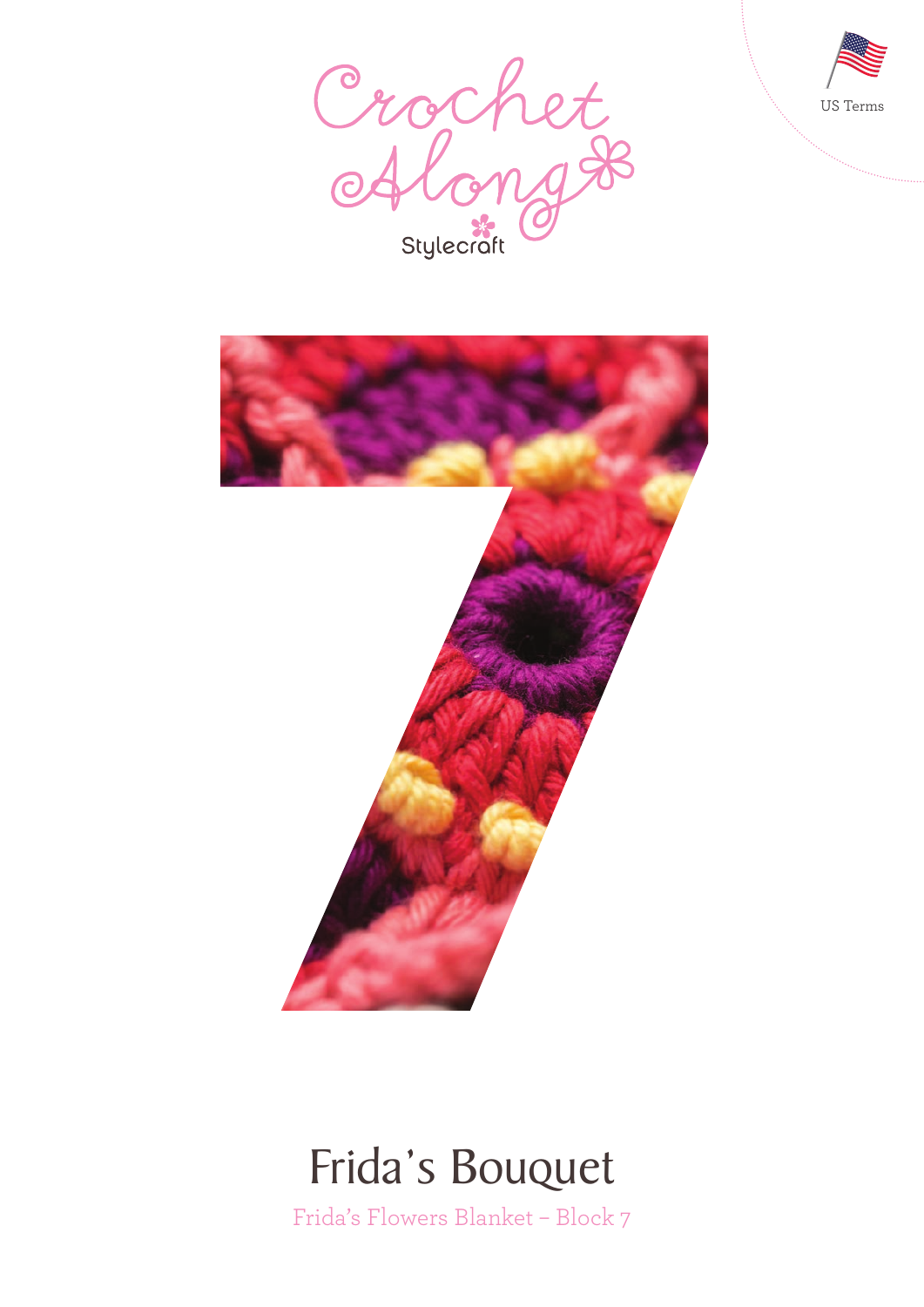US Terms

Crochet Along

Stylecraft

7

# Frida's Bouquet

Frida's Flowers Blanket – Block 7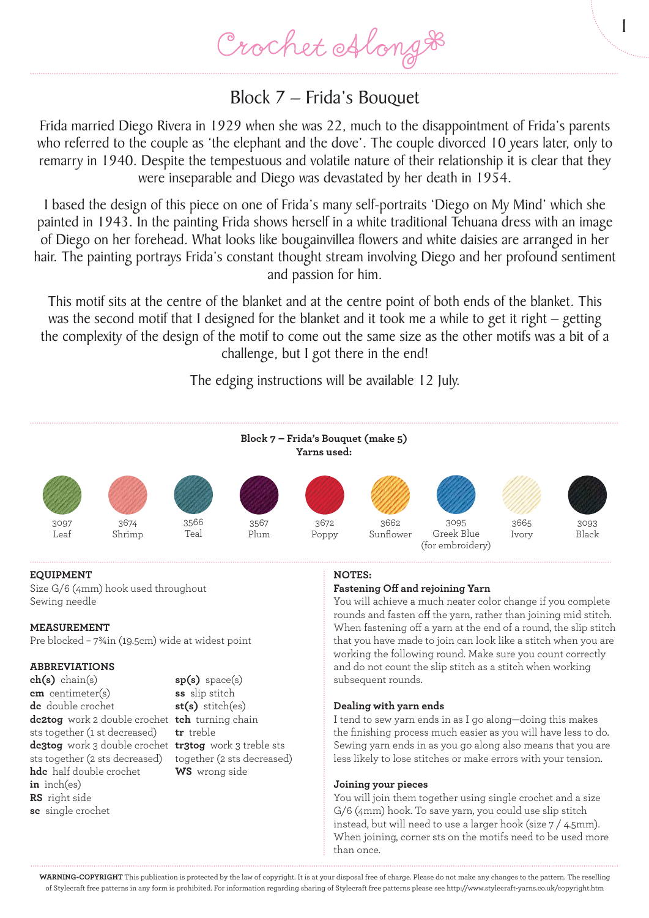# Block 7 – Frida's Bouquet

Frida married Diego Rivera in 1929 when she was 22, much to the disappointment of Frida's parents who referred to the couple as 'the elephant and the dove'. The couple divorced 10 years later, only to remarry in 1940. Despite the tempestuous and volatile nature of their relationship it is clear that they were inseparable and Diego was devastated by her death in 1954.

I based the design of this piece on one of Frida's many self-portraits 'Diego on My Mind' which she painted in 1943. In the painting Frida shows herself in a white traditional Tehuana dress with an image of Diego on her forehead. What looks like bougainvillea flowers and white daisies are arranged in her hair. The painting portrays Frida's constant thought stream involving Diego and her profound sentiment and passion for him.

This motif sits at the centre of the blanket and at the centre point of both ends of the blanket. This was the second motif that I designed for the blanket and it took me a while to get it right – getting the complexity of the design of the motif to come out the same size as the other motifs was a bit of a challenge, but I got there in the end!

The edging instructions will be available 12 July.

**Block 7 – Frida's Bouquet (make 5)**
**Yarns used:**

- 3097 Leaf
- 3674 Shrimp
- 3566 Teal
- 3567 Plum
- 3672 Poppy
- 3662 Sunflower
- 3095 Greek Blue (for embroidery)
- 3665 Ivory
- 3093 Black

### EQUIPMENT
Size G/6 (4mm) hook used throughout
Sewing needle

### MEASUREMENT
Pre blocked – 7¾in (19.5cm) wide at widest point

### ABBREVIATIONS
**ch(s)** chain(s)
**cm** centimeter(s)
**dc** double crochet
**dc2tog** work 2 double crochet sts together (1 st decreased)
**dc3tog** work 3 double crochet sts together (2 sts decreased)
**hdc** half double crochet
**in** inch(es)
**RS** right side
**sc** single crochet
**sp(s)** space(s)
**ss** slip stitch
**st(s)** stitch(es)
**tch** turning chain
**tr** treble
**tr3tog** work 3 treble sts together (2 sts decreased)
**WS** wrong side

### NOTES:

**Fastening Off and rejoining Yarn**
You will achieve a much neater color change if you complete rounds and fasten off the yarn, rather than joining mid stitch. When fastening off a yarn at the end of a round, the slip stitch that you have made to join can look like a stitch when you are working the following round. Make sure you count correctly and do not count the slip stitch as a stitch when working subsequent rounds.

**Dealing with yarn ends**
I tend to sew yarn ends in as I go along—doing this makes the finishing process much easier as you will have less to do. Sewing yarn ends in as you go along also means that you are less likely to lose stitches or make errors with your tension.

**Joining your pieces**
You will join them together using single crochet and a size G/6 (4mm) hook. To save yarn, you could use slip stitch instead, but will need to use a larger hook (size 7 / 4.5mm). When joining, corner sts on the motifs need to be used more than once.

**WARNING-COPYRIGHT** This publication is protected by the law of copyright. It is at your disposal free of charge. Please do not make any changes to the pattern. The reselling of Stylecraft free patterns in any form is prohibited. For information regarding sharing of Stylecraft free patterns please see http://www.stylecraft-yarns.co.uk/copyright.htm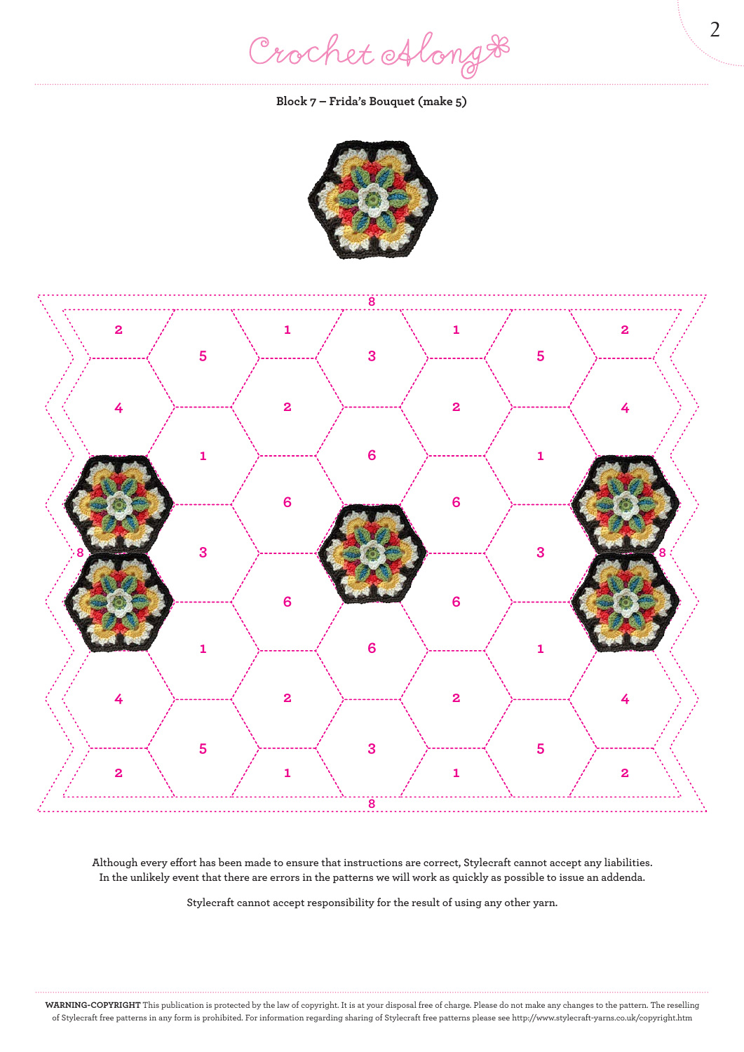**Block 7 – Frida's Bouquet (make 5)**

Although every effort has been made to ensure that instructions are correct, Stylecraft cannot accept any liabilities. In the unlikely event that there are errors in the patterns we will work as quickly as possible to issue an addenda.

Stylecraft cannot accept responsibility for the result of using any other yarn.

**WARNING-COPYRIGHT** This publication is protected by the law of copyright. It is at your disposal free of charge. Please do not make any changes to the pattern. The reselling of Stylecraft free patterns in any form is prohibited. For information regarding sharing of Stylecraft free patterns please see http://www.stylecraft-yarns.co.uk/copyright.htm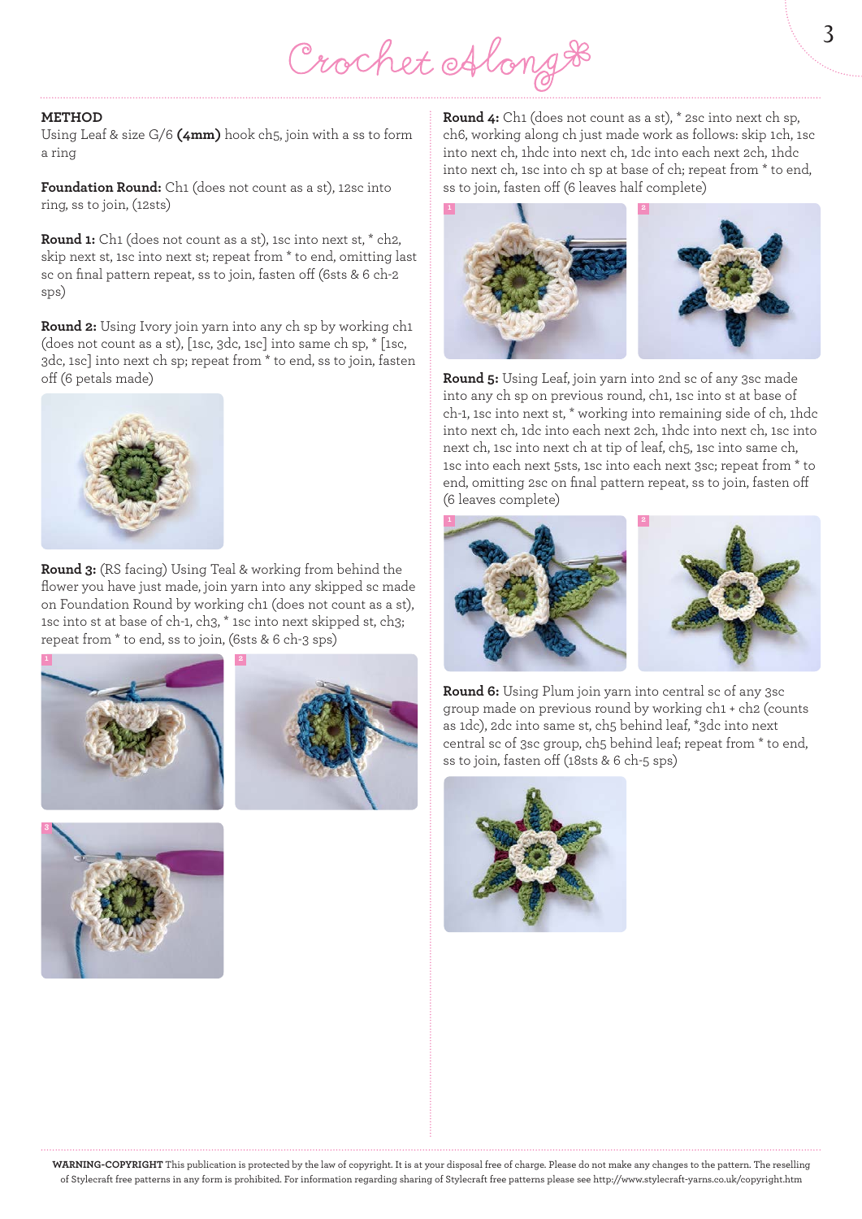## METHOD

Using Leaf & size G/6 **(4mm)** hook ch5, join with a ss to form a ring

**Foundation Round:** Ch1 (does not count as a st), 12sc into ring, ss to join, (12sts)

**Round 1:** Ch1 (does not count as a st), 1sc into next st, * ch2, skip next st, 1sc into next st; repeat from * to end, omitting last sc on final pattern repeat, ss to join, fasten off (6sts & 6 ch-2 sps)

**Round 2:** Using Ivory join yarn into any ch sp by working ch1 (does not count as a st), [1sc, 3dc, 1sc] into same ch sp, * [1sc, 3dc, 1sc] into next ch sp; repeat from * to end, ss to join, fasten off (6 petals made)

**Round 3:** (RS facing) Using Teal & working from behind the flower you have just made, join yarn into any skipped sc made on Foundation Round by working ch1 (does not count as a st), 1sc into st at base of ch-1, ch3, * 1sc into next skipped st, ch3; repeat from * to end, ss to join, (6sts & 6 ch-3 sps)

**Round 4:** Ch1 (does not count as a st), * 2sc into next ch sp, ch6, working along ch just made work as follows: skip 1ch, 1sc into next ch, 1hdc into next ch, 1dc into each next 2ch, 1hdc into next ch, 1sc into ch sp at base of ch; repeat from * to end, ss to join, fasten off (6 leaves half complete)

**Round 5:** Using Leaf, join yarn into 2nd sc of any 3sc made into any ch sp on previous round, ch1, 1sc into st at base of ch-1, 1sc into next st, * working into remaining side of ch, 1hdc into next ch, 1dc into each next 2ch, 1hdc into next ch, 1sc into next ch, 1sc into next ch at tip of leaf, ch5, 1sc into same ch, 1sc into each next 5sts, 1sc into each next 3sc; repeat from * to end, omitting 2sc on final pattern repeat, ss to join, fasten off (6 leaves complete)

**Round 6:** Using Plum join yarn into central sc of any 3sc group made on previous round by working ch1 + ch2 (counts as 1dc), 2dc into same st, ch5 behind leaf, *3dc into next central sc of 3sc group, ch5 behind leaf; repeat from * to end, ss to join, fasten off (18sts & 6 ch-5 sps)

**WARNING-COPYRIGHT** This publication is protected by the law of copyright. It is at your disposal free of charge. Please do not make any changes to the pattern. The reselling of Stylecraft free patterns in any form is prohibited. For information regarding sharing of Stylecraft free patterns please see http://www.stylecraft-yarns.co.uk/copyright.htm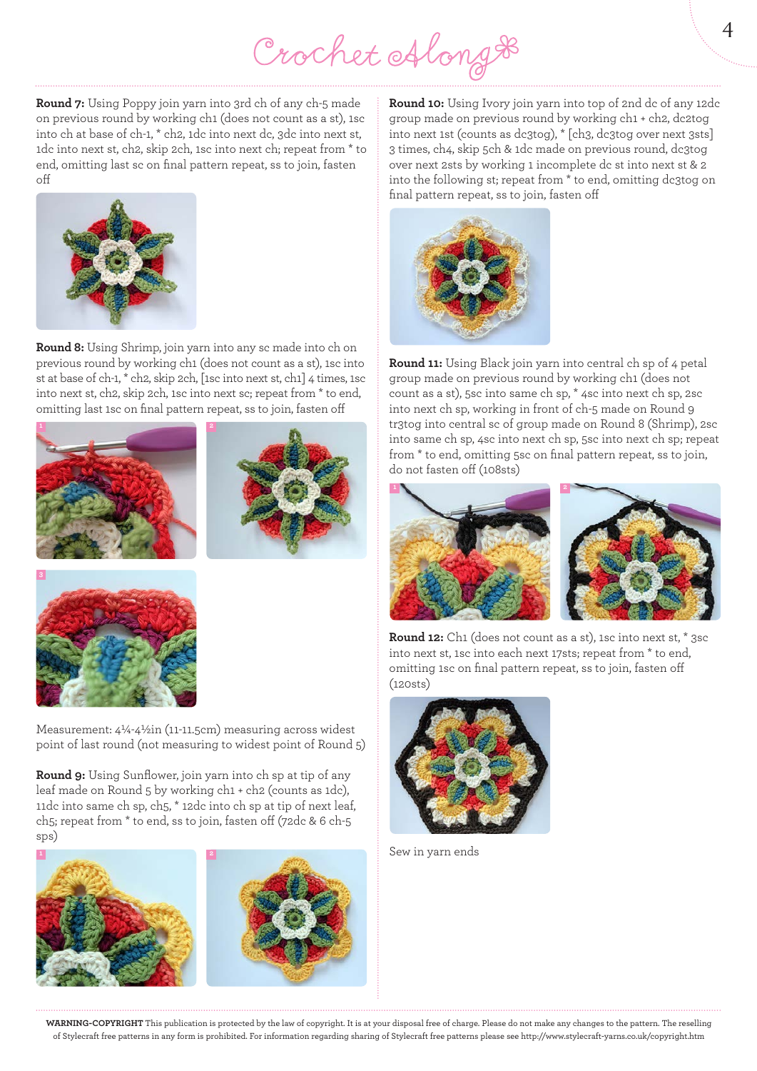**Round 7:** Using Poppy join yarn into 3rd ch of any ch-5 made on previous round by working ch1 (does not count as a st), 1sc into ch at base of ch-1, * ch2, 1dc into next dc, 3dc into next st, 1dc into next st, ch2, skip 2ch, 1sc into next ch; repeat from * to end, omitting last sc on final pattern repeat, ss to join, fasten off

**Round 8:** Using Shrimp, join yarn into any sc made into ch on previous round by working ch1 (does not count as a st), 1sc into st at base of ch-1, * ch2, skip 2ch, [1sc into next st, ch1] 4 times, 1sc into next st, ch2, skip 2ch, 1sc into next sc; repeat from * to end, omitting last 1sc on final pattern repeat, ss to join, fasten off

Measurement: 4¼-4½in (11-11.5cm) measuring across widest point of last round (not measuring to widest point of Round 5)

**Round 9:** Using Sunflower, join yarn into ch sp at tip of any leaf made on Round 5 by working ch1 + ch2 (counts as 1dc), 11dc into same ch sp, ch5, * 12dc into ch sp at tip of next leaf, ch5; repeat from * to end, ss to join, fasten off (72dc & 6 ch-5 sps)

**Round 10:** Using Ivory join yarn into top of 2nd dc of any 12dc group made on previous round by working ch1 + ch2, dc2tog into next 1st (counts as dc3tog), * [ch3, dc3tog over next 3sts] 3 times, ch4, skip 5ch & 1dc made on previous round, dc3tog over next 2sts by working 1 incomplete dc st into next st & 2 into the following st; repeat from * to end, omitting dc3tog on final pattern repeat, ss to join, fasten off

**Round 11:** Using Black join yarn into central ch sp of 4 petal group made on previous round by working ch1 (does not count as a st), 5sc into same ch sp, * 4sc into next ch sp, 2sc into next ch sp, working in front of ch-5 made on Round 9 tr3tog into central sc of group made on Round 8 (Shrimp), 2sc into same ch sp, 4sc into next ch sp, 5sc into next ch sp; repeat from * to end, omitting 5sc on final pattern repeat, ss to join, do not fasten off (108sts)

**Round 12:** Ch1 (does not count as a st), 1sc into next st, * 3sc into next st, 1sc into each next 17sts; repeat from * to end, omitting 1sc on final pattern repeat, ss to join, fasten off (120sts)

Sew in yarn ends

**WARNING-COPYRIGHT** This publication is protected by the law of copyright. It is at your disposal free of charge. Please do not make any changes to the pattern. The reselling of Stylecraft free patterns in any form is prohibited. For information regarding sharing of Stylecraft free patterns please see http://www.stylecraft-yarns.co.uk/copyright.htm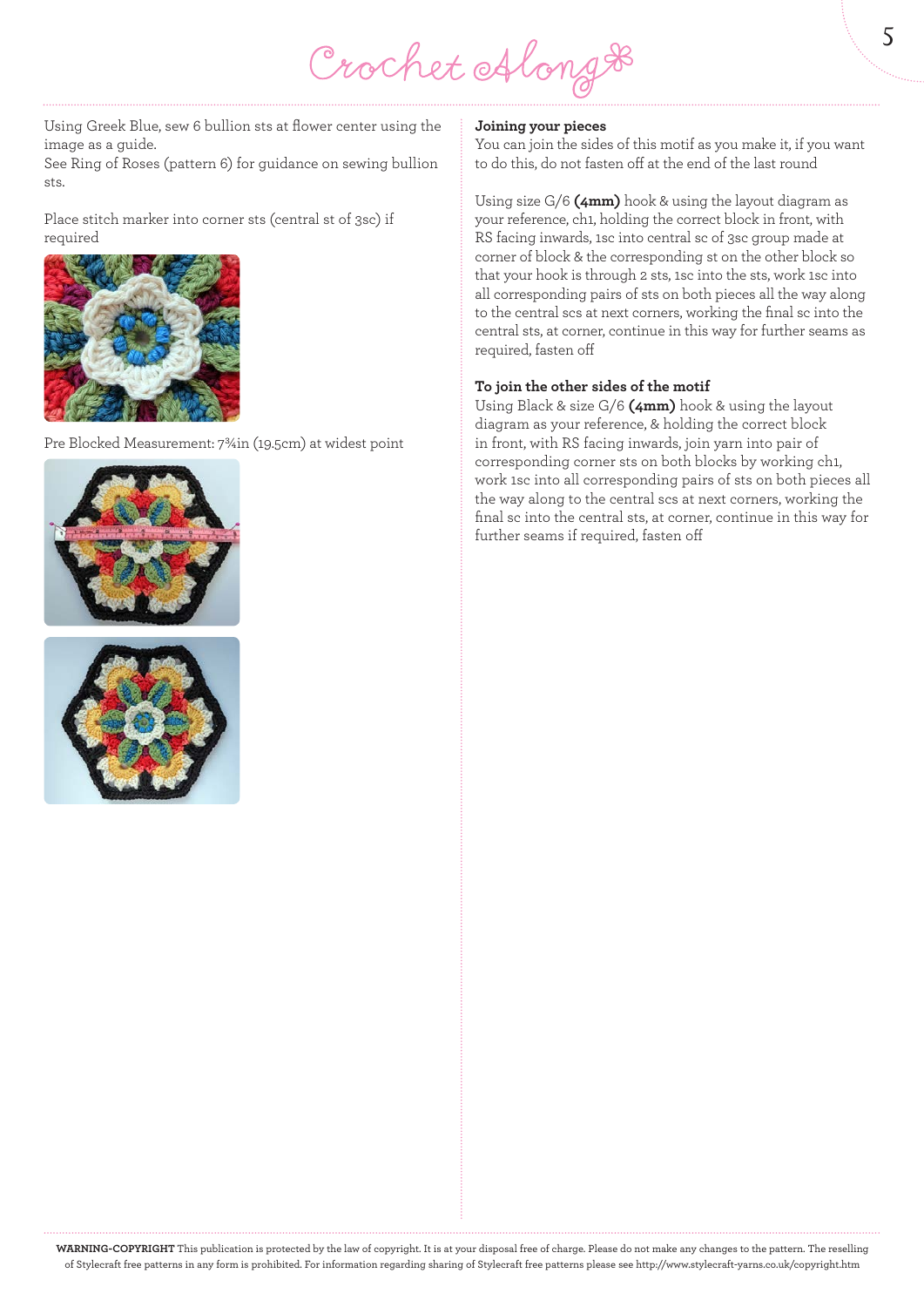Using Greek Blue, sew 6 bullion sts at flower center using the image as a guide.
See Ring of Roses (pattern 6) for guidance on sewing bullion sts.

Place stitch marker into corner sts (central st of 3sc) if required

Pre Blocked Measurement: 7¾in (19.5cm) at widest point

**Joining your pieces**
You can join the sides of this motif as you make it, if you want to do this, do not fasten off at the end of the last round

Using size G/6 **(4mm)** hook & using the layout diagram as your reference, ch1, holding the correct block in front, with RS facing inwards, 1sc into central sc of 3sc group made at corner of block & the corresponding st on the other block so that your hook is through 2 sts, 1sc into the sts, work 1sc into all corresponding pairs of sts on both pieces all the way along to the central scs at next corners, working the final sc into the central sts, at corner, continue in this way for further seams as required, fasten off

**To join the other sides of the motif**
Using Black & size G/6 **(4mm)** hook & using the layout diagram as your reference, & holding the correct block in front, with RS facing inwards, join yarn into pair of corresponding corner sts on both blocks by working ch1, work 1sc into all corresponding pairs of sts on both pieces all the way along to the central scs at next corners, working the final sc into the central sts, at corner, continue in this way for further seams if required, fasten off

**WARNING-COPYRIGHT** This publication is protected by the law of copyright. It is at your disposal free of charge. Please do not make any changes to the pattern. The reselling of Stylecraft free patterns in any form is prohibited. For information regarding sharing of Stylecraft free patterns please see http://www.stylecraft-yarns.co.uk/copyright.htm